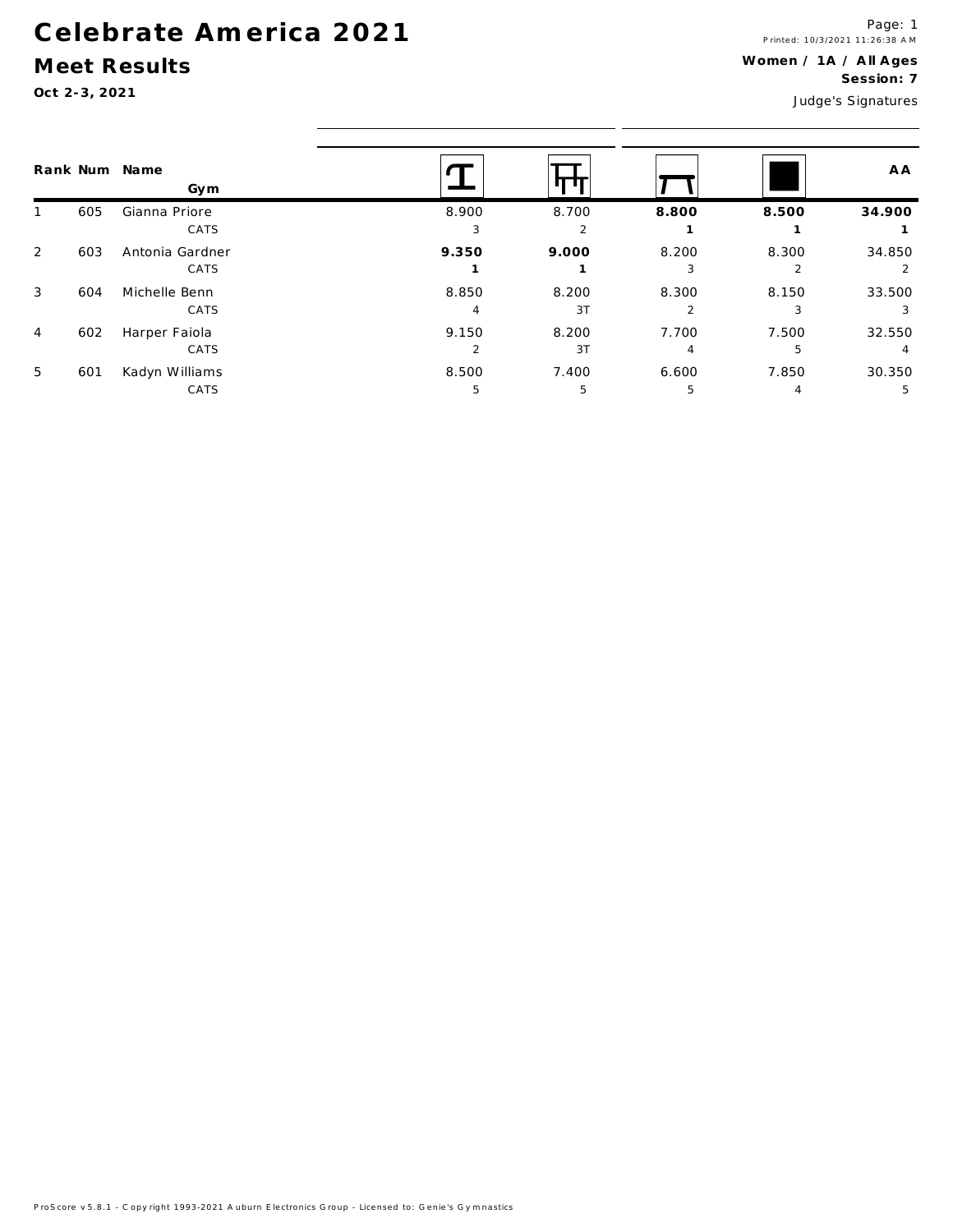# Celebrate America 2021

## Meet Results

**Oct 2-3, 2021**

Printed: 10/3/2021 11:26:38 AM

**Women / 1A / All Ages**
**Session: 7**

Judge's Signatures

| Rank | Num | Name / Gym | Vault | Bars | Beam | Floor | AA |
|---|---|---|---|---|---|---|---|
| 1 | 605 | Gianna Priore | 8.900 | 8.700 | **8.800** | **8.500** | **34.900** |
| | | CATS | 3 | 2 | **1** | **1** | **1** |
| 2 | 603 | Antonia Gardner | **9.350** | **9.000** | 8.200 | 8.300 | 34.850 |
| | | CATS | **1** | **1** | 3 | 2 | 2 |
| 3 | 604 | Michelle Benn | 8.850 | 8.200 | 8.300 | 8.150 | 33.500 |
| | | CATS | 4 | 3T | 2 | 3 | 3 |
| 4 | 602 | Harper Faiola | 9.150 | 8.200 | 7.700 | 7.500 | 32.550 |
| | | CATS | 2 | 3T | 4 | 5 | 4 |
| 5 | 601 | Kadyn Williams | 8.500 | 7.400 | 6.600 | 7.850 | 30.350 |
| | | CATS | 5 | 5 | 5 | 4 | 5 |

ProScore v5.8.1 - Copyright 1993-2021 Auburn Electronics Group - Licensed to: Genie's Gymnastics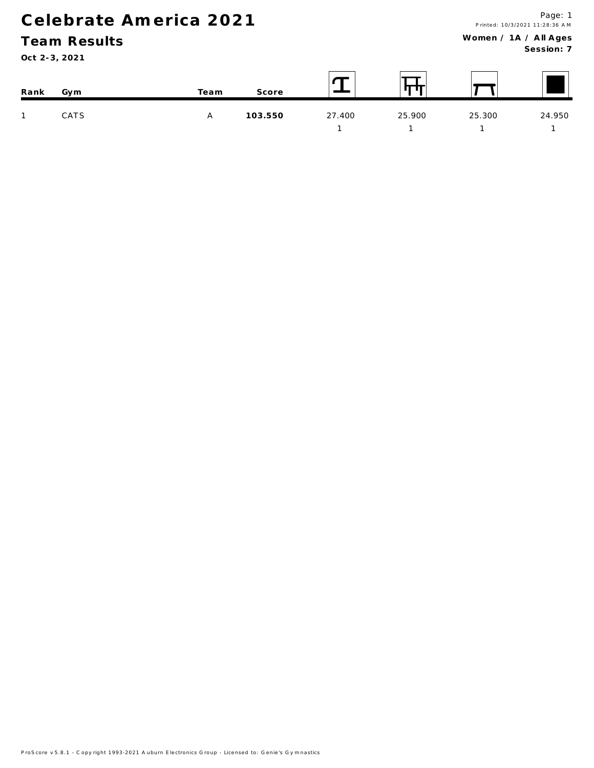# Celebrate America 2021

## Team Results

Oct 2-3, 2021

**Women / 1A / All Ages**
**Session: 7**

| Rank | Gym | Team | Score | Vault | Bars | Beam | Floor |
|---|---|---|---|---|---|---|---|
| 1 | CATS | A | **103.550** | 27.400 | 25.900 | 25.300 | 24.950 |
| | | | | 1 | 1 | 1 | 1 |

ProScore v5.8.1 - Copyright 1993-2021 Auburn Electronics Group - Licensed to: Genie's Gymnastics